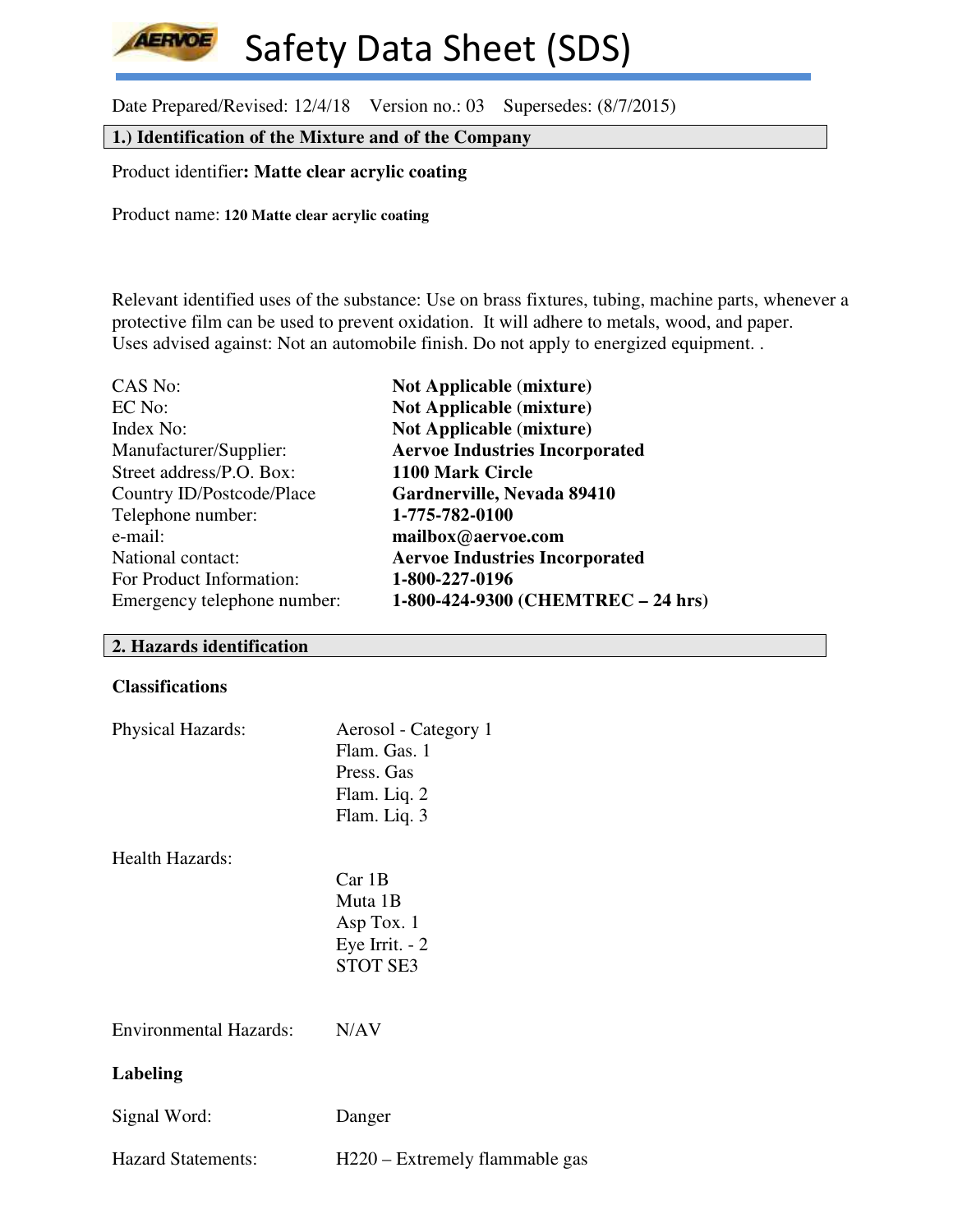# Safety Data Sheet (SDS)

Date Prepared/Revised: 12/4/18  Version no.: 03  Supersedes: (8/7/2015)

## 1.) Identification of the Mixture and of the Company

Product identifier**: Matte clear acrylic coating**

Product name: **120 Matte clear acrylic coating**

Relevant identified uses of the substance: Use on brass fixtures, tubing, machine parts, whenever a protective film can be used to prevent oxidation. It will adhere to metals, wood, and paper.
Uses advised against: Not an automobile finish. Do not apply to energized equipment. .

| | |
|---|---|
| CAS No: | **Not Applicable (mixture)** |
| EC No: | **Not Applicable (mixture)** |
| Index No: | **Not Applicable (mixture)** |
| Manufacturer/Supplier: | **Aervoe Industries Incorporated** |
| Street address/P.O. Box: | **1100 Mark Circle** |
| Country ID/Postcode/Place | **Gardnerville, Nevada 89410** |
| Telephone number: | **1-775-782-0100** |
| e-mail: | **mailbox@aervoe.com** |
| National contact: | **Aervoe Industries Incorporated** |
| For Product Information: | **1-800-227-0196** |
| Emergency telephone number: | **1-800-424-9300 (CHEMTREC – 24 hrs)** |

## 2. Hazards identification

**Classifications**

Physical Hazards:
- Aerosol - Category 1
- Flam. Gas. 1
- Press. Gas
- Flam. Liq. 2
- Flam. Liq. 3

Health Hazards:
- Car 1B
- Muta 1B
- Asp Tox. 1
- Eye Irrit. - 2
- STOT SE3

Environmental Hazards: N/AV

**Labeling**

Signal Word: Danger

Hazard Statements: H220 – Extremely flammable gas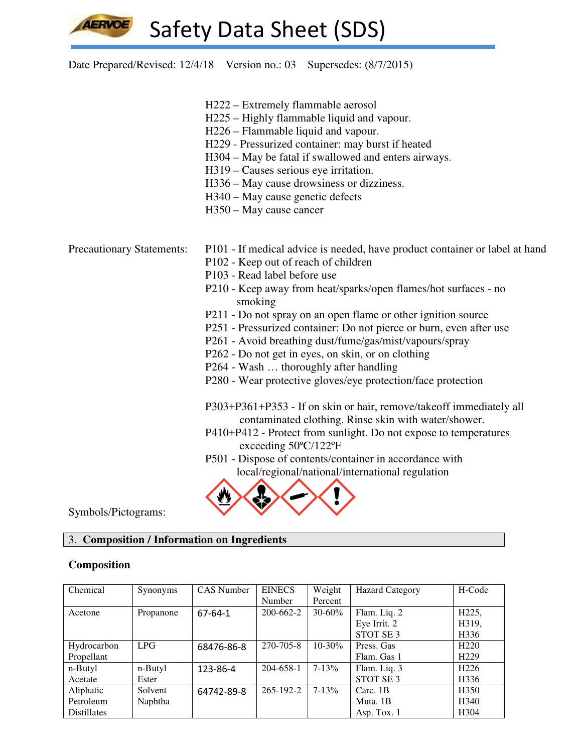Date Prepared/Revised: 12/4/18 Version no.: 03 Supersedes: (8/7/2015)

H222 – Extremely flammable aerosol
H225 – Highly flammable liquid and vapour.
H226 – Flammable liquid and vapour.
H229 - Pressurized container: may burst if heated
H304 – May be fatal if swallowed and enters airways.
H319 – Causes serious eye irritation.
H336 – May cause drowsiness or dizziness.
H340 – May cause genetic defects
H350 – May cause cancer

Precautionary Statements:

P101 - If medical advice is needed, have product container or label at hand
P102 - Keep out of reach of children
P103 - Read label before use
P210 - Keep away from heat/sparks/open flames/hot surfaces - no smoking
P211 - Do not spray on an open flame or other ignition source
P251 - Pressurized container: Do not pierce or burn, even after use
P261 - Avoid breathing dust/fume/gas/mist/vapours/spray
P262 - Do not get in eyes, on skin, or on clothing
P264 - Wash … thoroughly after handling
P280 - Wear protective gloves/eye protection/face protection

P303+P361+P353 - If on skin or hair, remove/takeoff immediately all contaminated clothing. Rinse skin with water/shower.
P410+P412 - Protect from sunlight. Do not expose to temperatures exceeding 50ºC/122ºF
P501 - Dispose of contents/container in accordance with local/regional/national/international regulation

Symbols/Pictograms:

## 3. Composition / Information on Ingredients

### Composition

| Chemical | Synonyms | CAS Number | EINECS Number | Weight Percent | Hazard Category | H-Code |
|---|---|---|---|---|---|---|
| Acetone | Propanone | 67-64-1 | 200-662-2 | 30-60% | Flam. Liq. 2<br>Eye Irrit. 2<br>STOT SE 3 | H225,<br>H319,<br>H336 |
| Hydrocarbon Propellant | LPG | 68476-86-8 | 270-705-8 | 10-30% | Press. Gas<br>Flam. Gas 1 | H220<br>H229 |
| n-Butyl Acetate | n-Butyl Ester | 123-86-4 | 204-658-1 | 7-13% | Flam. Liq. 3<br>STOT SE 3 | H226<br>H336 |
| Aliphatic Petroleum Distillates | Solvent Naphtha | 64742-89-8 | 265-192-2 | 7-13% | Carc. 1B<br>Muta. 1B<br>Asp. Tox. 1 | H350<br>H340<br>H304 |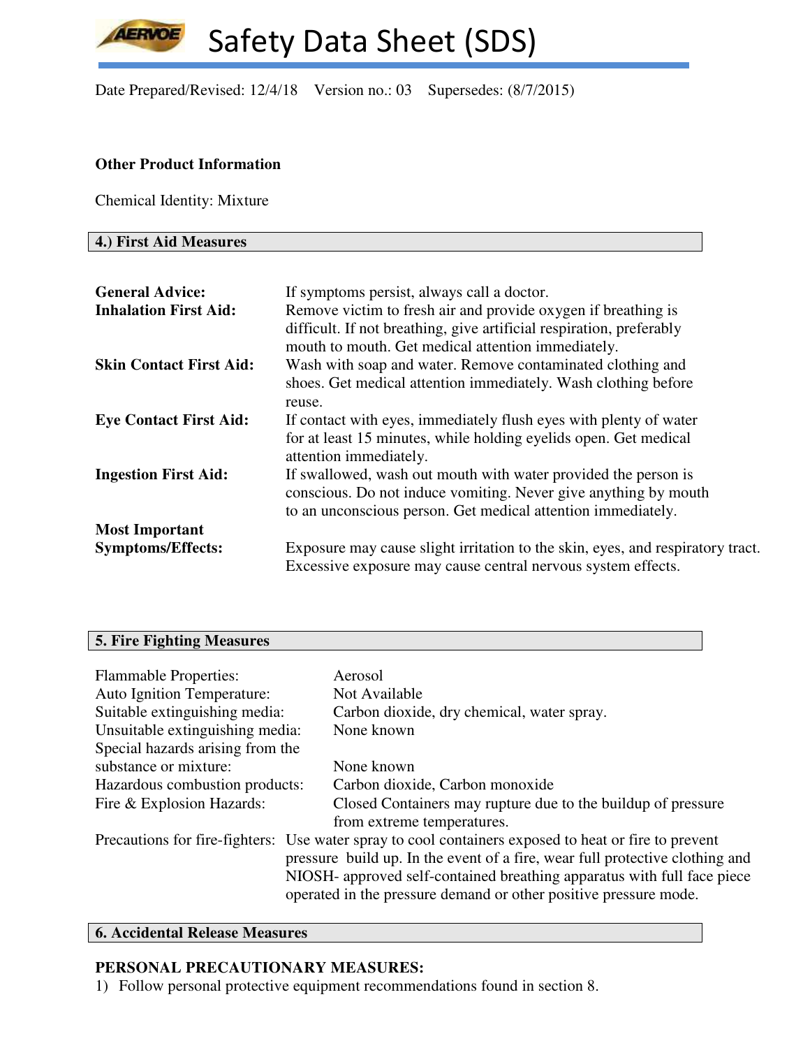Date Prepared/Revised: 12/4/18 Version no.: 03 Supersedes: (8/7/2015)

**Other Product Information**

Chemical Identity: Mixture

## 4.) First Aid Measures

**General Advice:** If symptoms persist, always call a doctor.

**Inhalation First Aid:** Remove victim to fresh air and provide oxygen if breathing is difficult. If not breathing, give artificial respiration, preferably mouth to mouth. Get medical attention immediately.

**Skin Contact First Aid:** Wash with soap and water. Remove contaminated clothing and shoes. Get medical attention immediately. Wash clothing before reuse.

**Eye Contact First Aid:** If contact with eyes, immediately flush eyes with plenty of water for at least 15 minutes, while holding eyelids open. Get medical attention immediately.

**Ingestion First Aid:** If swallowed, wash out mouth with water provided the person is conscious. Do not induce vomiting. Never give anything by mouth to an unconscious person. Get medical attention immediately.

**Most Important Symptoms/Effects:** Exposure may cause slight irritation to the skin, eyes, and respiratory tract. Excessive exposure may cause central nervous system effects.

## 5. Fire Fighting Measures

Flammable Properties: Aerosol

Auto Ignition Temperature: Not Available

Suitable extinguishing media: Carbon dioxide, dry chemical, water spray.

Unsuitable extinguishing media: None known

Special hazards arising from the substance or mixture: None known

Hazardous combustion products: Carbon dioxide, Carbon monoxide

Fire & Explosion Hazards: Closed Containers may rupture due to the buildup of pressure from extreme temperatures.

Precautions for fire-fighters: Use water spray to cool containers exposed to heat or fire to prevent pressure build up. In the event of a fire, wear full protective clothing and NIOSH- approved self-contained breathing apparatus with full face piece operated in the pressure demand or other positive pressure mode.

## 6. Accidental Release Measures

**PERSONAL PRECAUTIONARY MEASURES:**

1) Follow personal protective equipment recommendations found in section 8.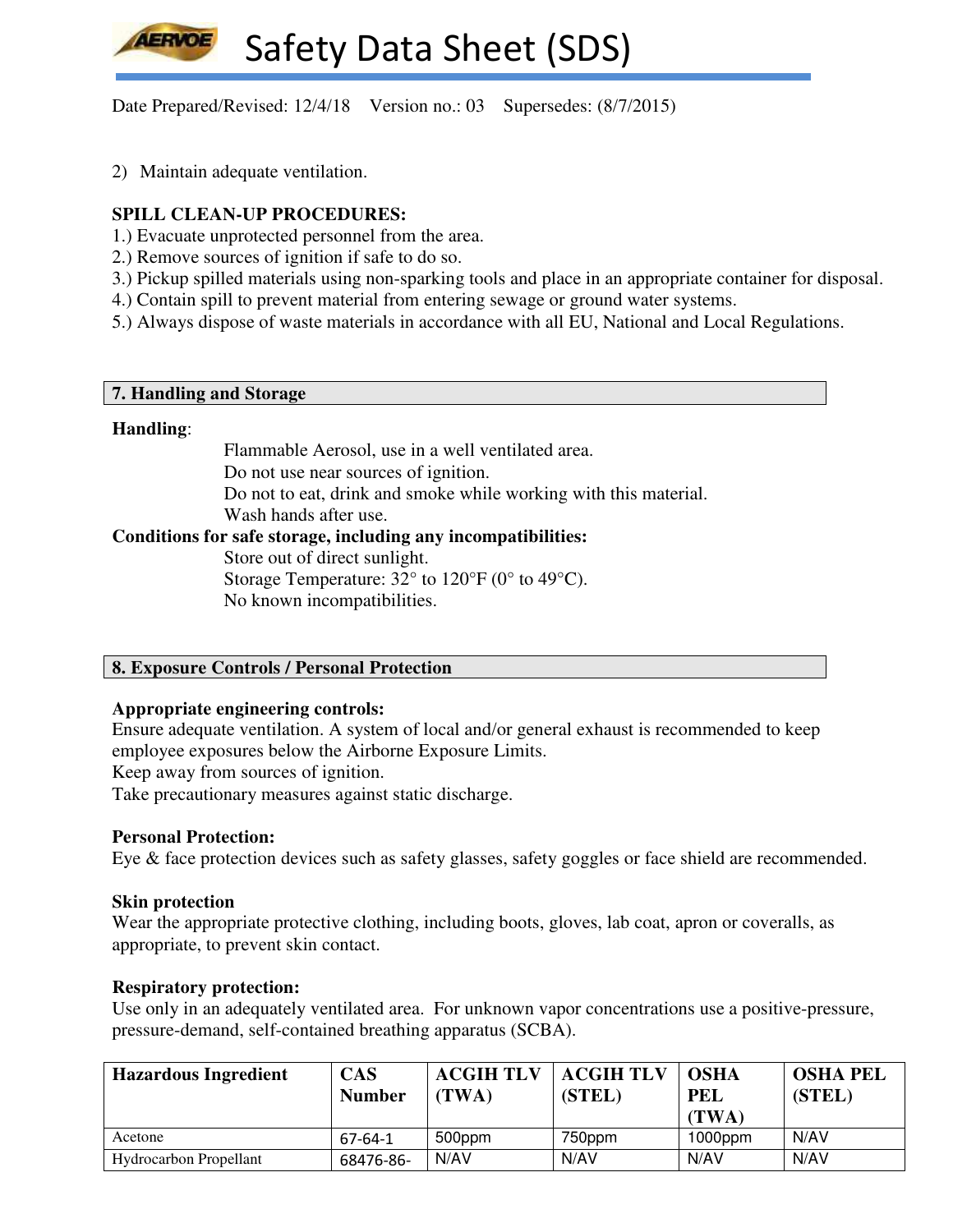2) Maintain adequate ventilation.

**SPILL CLEAN-UP PROCEDURES:**

1.) Evacuate unprotected personnel from the area.
2.) Remove sources of ignition if safe to do so.
3.) Pickup spilled materials using non-sparking tools and place in an appropriate container for disposal.
4.) Contain spill to prevent material from entering sewage or ground water systems.
5.) Always dispose of waste materials in accordance with all EU, National and Local Regulations.

## 7. Handling and Storage

**Handling**:

Flammable Aerosol, use in a well ventilated area.
Do not use near sources of ignition.
Do not to eat, drink and smoke while working with this material.
Wash hands after use.

**Conditions for safe storage, including any incompatibilities:**

Store out of direct sunlight.
Storage Temperature: 32° to 120°F (0° to 49°C).
No known incompatibilities.

## 8. Exposure Controls / Personal Protection

**Appropriate engineering controls:**
Ensure adequate ventilation. A system of local and/or general exhaust is recommended to keep employee exposures below the Airborne Exposure Limits.
Keep away from sources of ignition.
Take precautionary measures against static discharge.

**Personal Protection:**
Eye & face protection devices such as safety glasses, safety goggles or face shield are recommended.

**Skin protection**
Wear the appropriate protective clothing, including boots, gloves, lab coat, apron or coveralls, as appropriate, to prevent skin contact.

**Respiratory protection:**
Use only in an adequately ventilated area. For unknown vapor concentrations use a positive-pressure, pressure-demand, self-contained breathing apparatus (SCBA).

| Hazardous Ingredient | CAS Number | ACGIH TLV (TWA) | ACGIH TLV (STEL) | OSHA PEL (TWA) | OSHA PEL (STEL) |
|---|---|---|---|---|---|
| Acetone | 67-64-1 | 500ppm | 750ppm | 1000ppm | N/AV |
| Hydrocarbon Propellant | 68476-86- | N/AV | N/AV | N/AV | N/AV |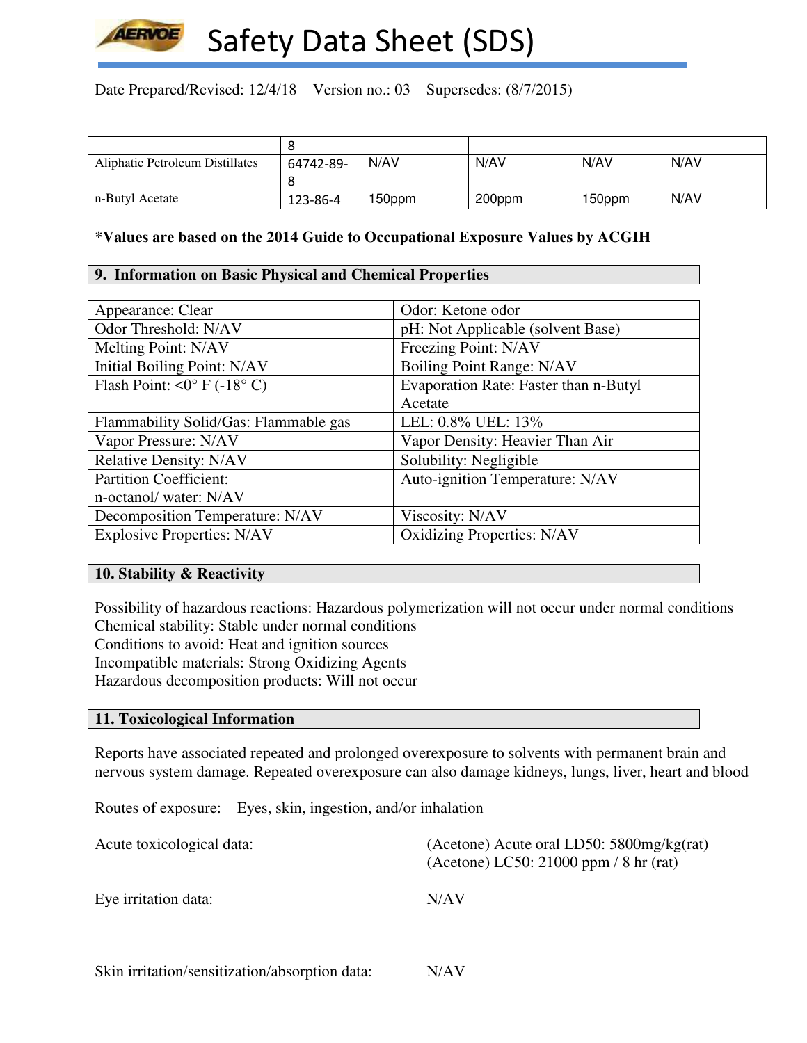Date Prepared/Revised: 12/4/18 Version no.: 03 Supersedes: (8/7/2015)

| | | | | | |
|---|---|---|---|---|---|
| | 8 | | | | |
| Aliphatic Petroleum Distillates | 64742-89-8 | N/AV | N/AV | N/AV | N/AV |
| n-Butyl Acetate | 123-86-4 | 150ppm | 200ppm | 150ppm | N/AV |

**\*Values are based on the 2014 Guide to Occupational Exposure Values by ACGIH**

## 9. Information on Basic Physical and Chemical Properties

| | |
|---|---|
| Appearance: Clear | Odor: Ketone odor |
| Odor Threshold: N/AV | pH: Not Applicable (solvent Base) |
| Melting Point: N/AV | Freezing Point: N/AV |
| Initial Boiling Point: N/AV | Boiling Point Range: N/AV |
| Flash Point: <0° F (-18° C) | Evaporation Rate: Faster than n-Butyl Acetate |
| Flammability Solid/Gas: Flammable gas | LEL: 0.8% UEL: 13% |
| Vapor Pressure: N/AV | Vapor Density: Heavier Than Air |
| Relative Density: N/AV | Solubility: Negligible |
| Partition Coefficient: n-octanol/ water: N/AV | Auto-ignition Temperature: N/AV |
| Decomposition Temperature: N/AV | Viscosity: N/AV |
| Explosive Properties: N/AV | Oxidizing Properties: N/AV |

## 10. Stability & Reactivity

Possibility of hazardous reactions: Hazardous polymerization will not occur under normal conditions
Chemical stability: Stable under normal conditions
Conditions to avoid: Heat and ignition sources
Incompatible materials: Strong Oxidizing Agents
Hazardous decomposition products: Will not occur

## 11. Toxicological Information

Reports have associated repeated and prolonged overexposure to solvents with permanent brain and nervous system damage. Repeated overexposure can also damage kidneys, lungs, liver, heart and blood

Routes of exposure: Eyes, skin, ingestion, and/or inhalation

Acute toxicological data: (Acetone) Acute oral LD50: 5800mg/kg(rat)
(Acetone) LC50: 21000 ppm / 8 hr (rat)

Eye irritation data: N/AV

Skin irritation/sensitization/absorption data: N/AV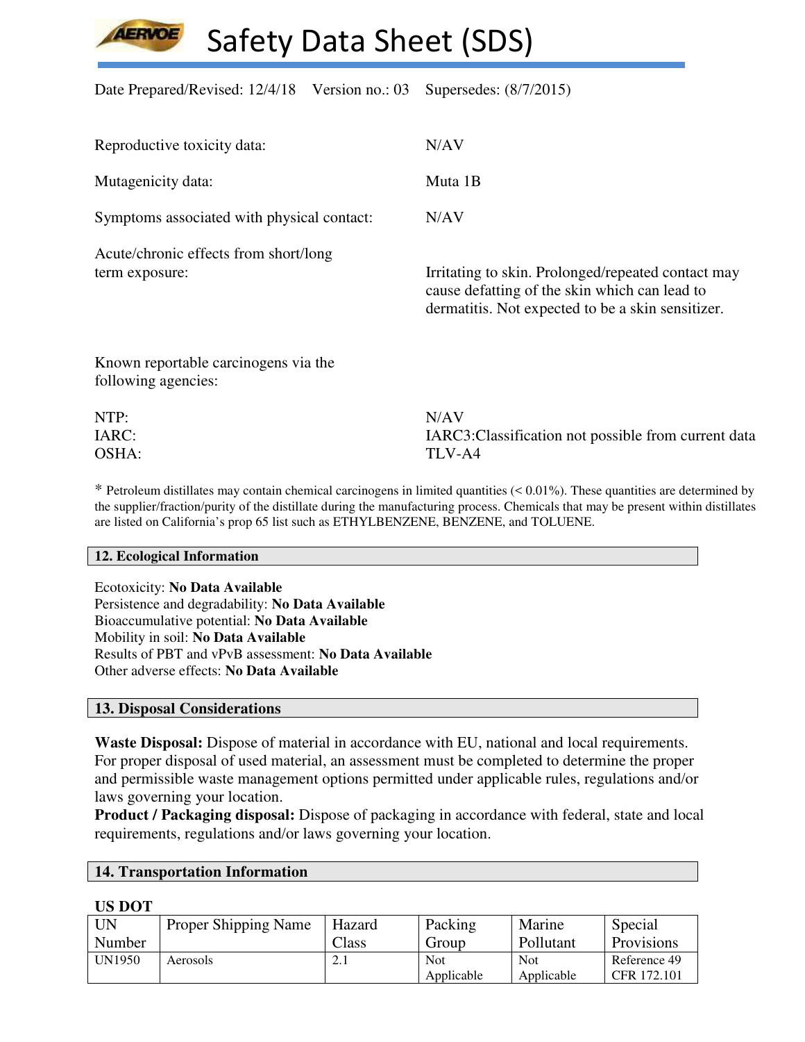Reproductive toxicity data: N/AV

Mutagenicity data: Muta 1B

Symptoms associated with physical contact: N/AV

Acute/chronic effects from short/long term exposure: Irritating to skin. Prolonged/repeated contact may cause defatting of the skin which can lead to dermatitis. Not expected to be a skin sensitizer.

Known reportable carcinogens via the following agencies:

NTP: N/AV
IARC: IARC3:Classification not possible from current data
OSHA: TLV-A4

* Petroleum distillates may contain chemical carcinogens in limited quantities (< 0.01%). These quantities are determined by the supplier/fraction/purity of the distillate during the manufacturing process. Chemicals that may be present within distillates are listed on California's prop 65 list such as ETHYLBENZENE, BENZENE, and TOLUENE.

## 12. Ecological Information

Ecotoxicity: **No Data Available**
Persistence and degradability: **No Data Available**
Bioaccumulative potential: **No Data Available**
Mobility in soil: **No Data Available**
Results of PBT and vPvB assessment: **No Data Available**
Other adverse effects: **No Data Available**

## 13. Disposal Considerations

**Waste Disposal:** Dispose of material in accordance with EU, national and local requirements. For proper disposal of used material, an assessment must be completed to determine the proper and permissible waste management options permitted under applicable rules, regulations and/or laws governing your location.
**Product / Packaging disposal:** Dispose of packaging in accordance with federal, state and local requirements, regulations and/or laws governing your location.

## 14. Transportation Information

**US DOT**

| UN Number | Proper Shipping Name | Hazard Class | Packing Group | Marine Pollutant | Special Provisions |
|---|---|---|---|---|---|
| UN1950 | Aerosols | 2.1 | Not Applicable | Not Applicable | Reference 49 CFR 172.101 |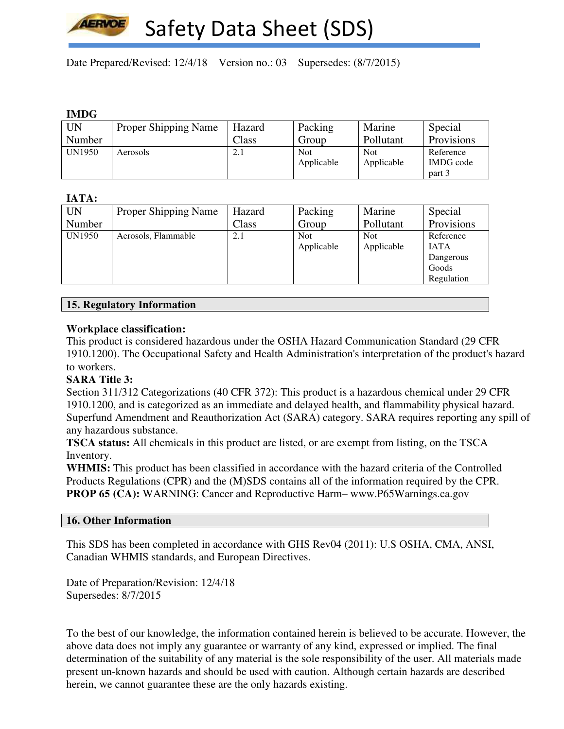**IMDG**

| UN Number | Proper Shipping Name | Hazard Class | Packing Group | Marine Pollutant | Special Provisions |
|---|---|---|---|---|---|
| UN1950 | Aerosols | 2.1 | Not Applicable | Not Applicable | Reference IMDG code part 3 |

**IATA:**

| UN Number | Proper Shipping Name | Hazard Class | Packing Group | Marine Pollutant | Special Provisions |
|---|---|---|---|---|---|
| UN1950 | Aerosols, Flammable | 2.1 | Not Applicable | Not Applicable | Reference IATA Dangerous Goods Regulation |

## 15. Regulatory Information

**Workplace classification:**
This product is considered hazardous under the OSHA Hazard Communication Standard (29 CFR 1910.1200). The Occupational Safety and Health Administration's interpretation of the product's hazard to workers.

**SARA Title 3:**
Section 311/312 Categorizations (40 CFR 372): This product is a hazardous chemical under 29 CFR 1910.1200, and is categorized as an immediate and delayed health, and flammability physical hazard. Superfund Amendment and Reauthorization Act (SARA) category. SARA requires reporting any spill of any hazardous substance.

**TSCA status:** All chemicals in this product are listed, or are exempt from listing, on the TSCA Inventory.

**WHMIS:** This product has been classified in accordance with the hazard criteria of the Controlled Products Regulations (CPR) and the (M)SDS contains all of the information required by the CPR.

**PROP 65 (CA):** WARNING: Cancer and Reproductive Harm– www.P65Warnings.ca.gov

## 16. Other Information

This SDS has been completed in accordance with GHS Rev04 (2011): U.S OSHA, CMA, ANSI, Canadian WHMIS standards, and European Directives.

Date of Preparation/Revision: 12/4/18
Supersedes: 8/7/2015

To the best of our knowledge, the information contained herein is believed to be accurate. However, the above data does not imply any guarantee or warranty of any kind, expressed or implied. The final determination of the suitability of any material is the sole responsibility of the user. All materials made present un-known hazards and should be used with caution. Although certain hazards are described herein, we cannot guarantee these are the only hazards existing.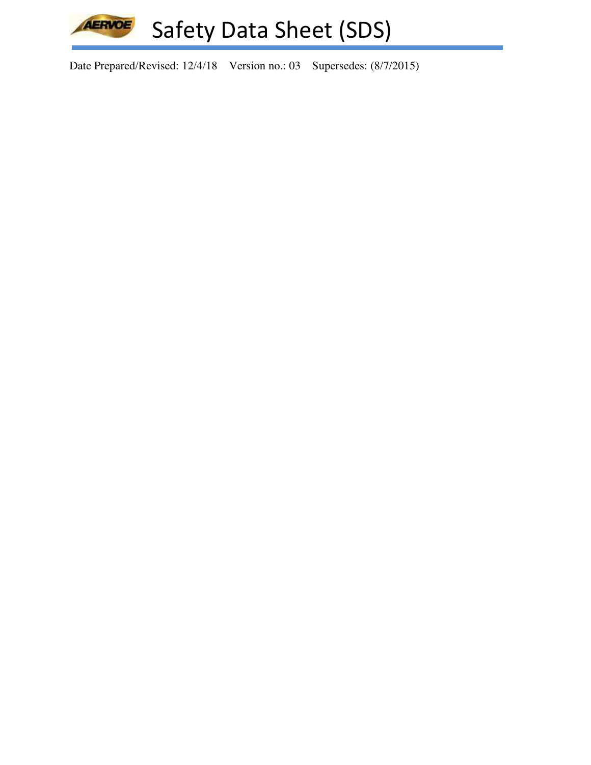# Safety Data Sheet (SDS)

Date Prepared/Revised: 12/4/18 Version no.: 03 Supersedes: (8/7/2015)